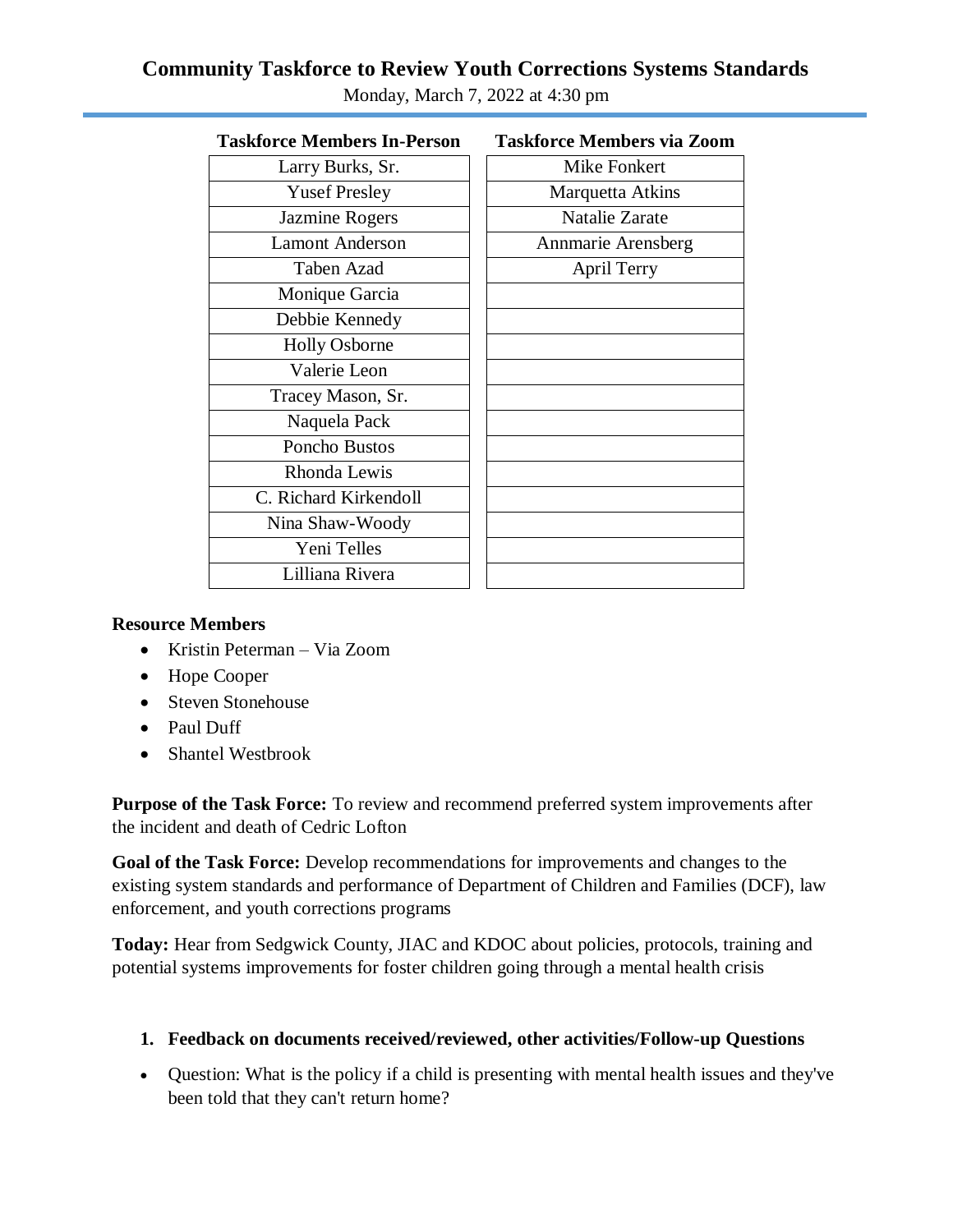# Community Taskforce to Review Youth Corrections Systems Standards

Monday, March 7, 2022 at 4:30 pm

| Taskforce Members In-Person | Taskforce Members via Zoom |
|---|---|
| Larry Burks, Sr. | Mike Fonkert |
| Yusef Presley | Marquetta Atkins |
| Jazmine Rogers | Natalie Zarate |
| Lamont Anderson | Annmarie Arensberg |
| Taben Azad | April Terry |
| Monique Garcia | |
| Debbie Kennedy | |
| Holly Osborne | |
| Valerie Leon | |
| Tracey Mason, Sr. | |
| Naquela Pack | |
| Poncho Bustos | |
| Rhonda Lewis | |
| C. Richard Kirkendoll | |
| Nina Shaw-Woody | |
| Yeni Telles | |
| Lilliana Rivera | |

**Resource Members**

- Kristin Peterman – Via Zoom
- Hope Cooper
- Steven Stonehouse
- Paul Duff
- Shantel Westbrook

**Purpose of the Task Force:** To review and recommend preferred system improvements after the incident and death of Cedric Lofton

**Goal of the Task Force:** Develop recommendations for improvements and changes to the existing system standards and performance of Department of Children and Families (DCF), law enforcement, and youth corrections programs

**Today:** Hear from Sedgwick County, JIAC and KDOC about policies, protocols, training and potential systems improvements for foster children going through a mental health crisis

1. **Feedback on documents received/reviewed, other activities/Follow-up Questions**

- Question: What is the policy if a child is presenting with mental health issues and they've been told that they can't return home?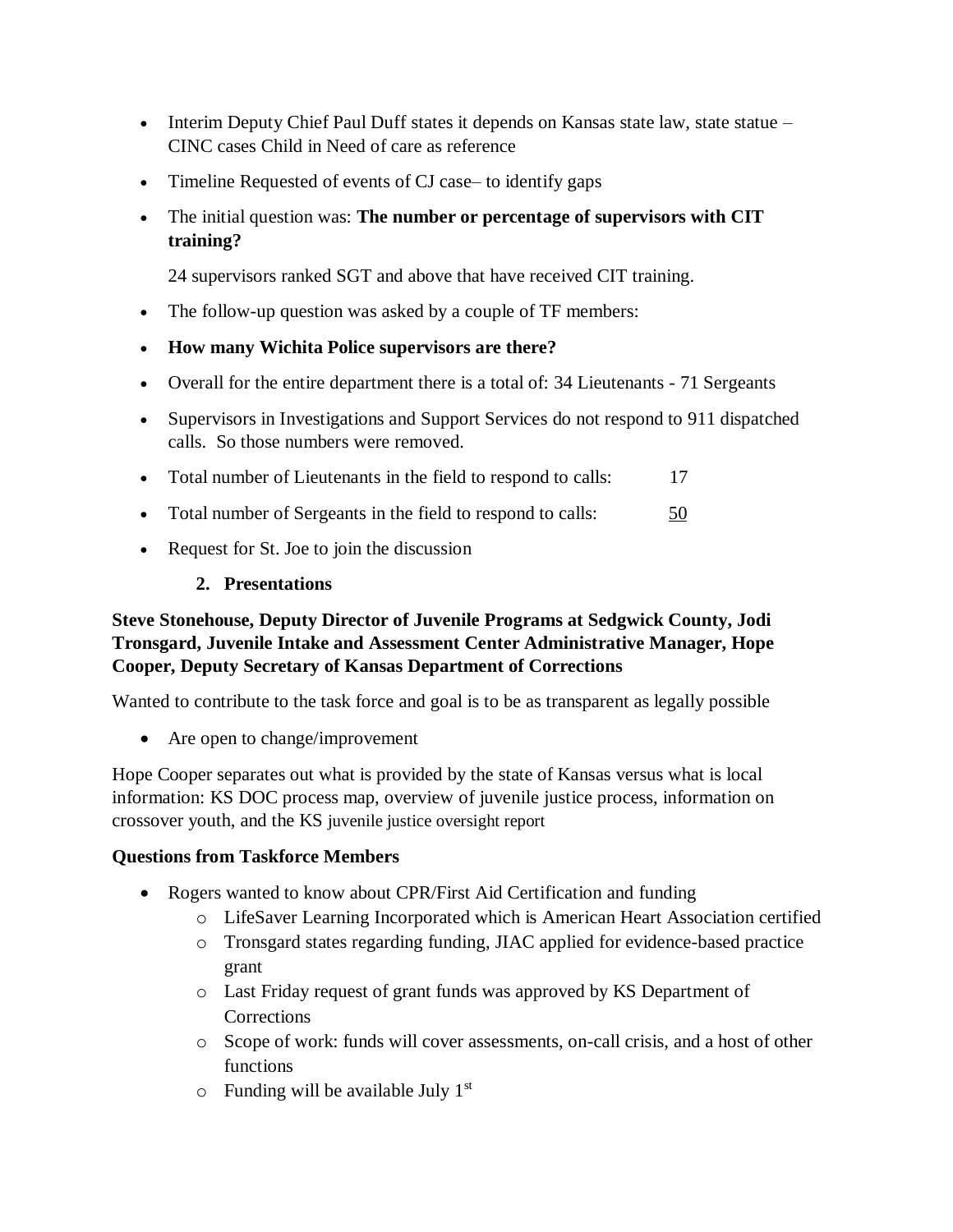- Interim Deputy Chief Paul Duff states it depends on Kansas state law, state statue – CINC cases Child in Need of care as reference
- Timeline Requested of events of CJ case– to identify gaps
- The initial question was: **The number or percentage of supervisors with CIT training?**

  24 supervisors ranked SGT and above that have received CIT training.

- The follow-up question was asked by a couple of TF members:
- **How many Wichita Police supervisors are there?**
- Overall for the entire department there is a total of: 34 Lieutenants - 71 Sergeants
- Supervisors in Investigations and Support Services do not respond to 911 dispatched calls. So those numbers were removed.
- Total number of Lieutenants in the field to respond to calls: 17
- Total number of Sergeants in the field to respond to calls: 50
- Request for St. Joe to join the discussion

## 2. Presentations

**Steve Stonehouse, Deputy Director of Juvenile Programs at Sedgwick County, Jodi Tronsgard, Juvenile Intake and Assessment Center Administrative Manager, Hope Cooper, Deputy Secretary of Kansas Department of Corrections**

Wanted to contribute to the task force and goal is to be as transparent as legally possible

- Are open to change/improvement

Hope Cooper separates out what is provided by the state of Kansas versus what is local information: KS DOC process map, overview of juvenile justice process, information on crossover youth, and the KS juvenile justice oversight report

**Questions from Taskforce Members**

- Rogers wanted to know about CPR/First Aid Certification and funding
  - LifeSaver Learning Incorporated which is American Heart Association certified
  - Tronsgard states regarding funding, JIAC applied for evidence-based practice grant
  - Last Friday request of grant funds was approved by KS Department of Corrections
  - Scope of work: funds will cover assessments, on-call crisis, and a host of other functions
  - Funding will be available July 1st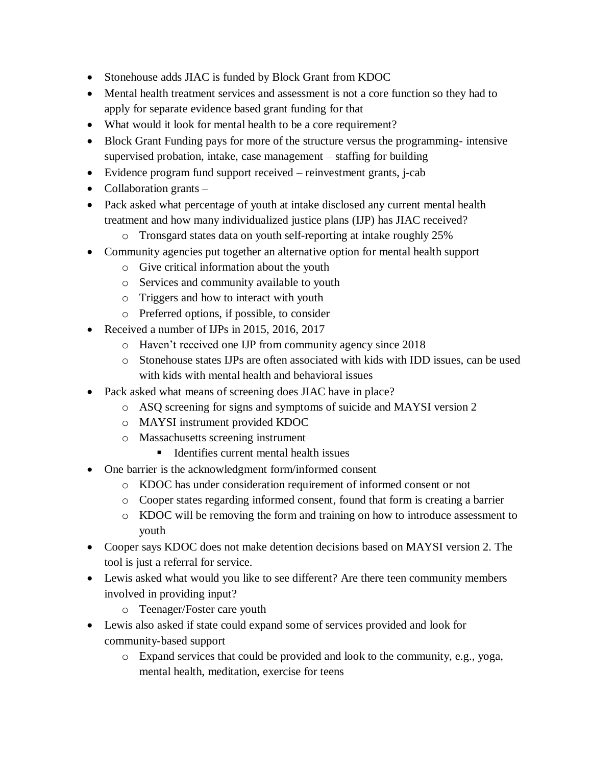- Stonehouse adds JIAC is funded by Block Grant from KDOC
- Mental health treatment services and assessment is not a core function so they had to apply for separate evidence based grant funding for that
- What would it look for mental health to be a core requirement?
- Block Grant Funding pays for more of the structure versus the programming- intensive supervised probation, intake, case management – staffing for building
- Evidence program fund support received – reinvestment grants, j-cab
- Collaboration grants –
- Pack asked what percentage of youth at intake disclosed any current mental health treatment and how many individualized justice plans (IJP) has JIAC received?
    - Tronsgard states data on youth self-reporting at intake roughly 25%
- Community agencies put together an alternative option for mental health support
    - Give critical information about the youth
    - Services and community available to youth
    - Triggers and how to interact with youth
    - Preferred options, if possible, to consider
- Received a number of IJPs in 2015, 2016, 2017
    - Haven't received one IJP from community agency since 2018
    - Stonehouse states IJPs are often associated with kids with IDD issues, can be used with kids with mental health and behavioral issues
- Pack asked what means of screening does JIAC have in place?
    - ASQ screening for signs and symptoms of suicide and MAYSI version 2
    - MAYSI instrument provided KDOC
    - Massachusetts screening instrument
        - Identifies current mental health issues
- One barrier is the acknowledgment form/informed consent
    - KDOC has under consideration requirement of informed consent or not
    - Cooper states regarding informed consent, found that form is creating a barrier
    - KDOC will be removing the form and training on how to introduce assessment to youth
- Cooper says KDOC does not make detention decisions based on MAYSI version 2. The tool is just a referral for service.
- Lewis asked what would you like to see different? Are there teen community members involved in providing input?
    - Teenager/Foster care youth
- Lewis also asked if state could expand some of services provided and look for community-based support
    - Expand services that could be provided and look to the community, e.g., yoga, mental health, meditation, exercise for teens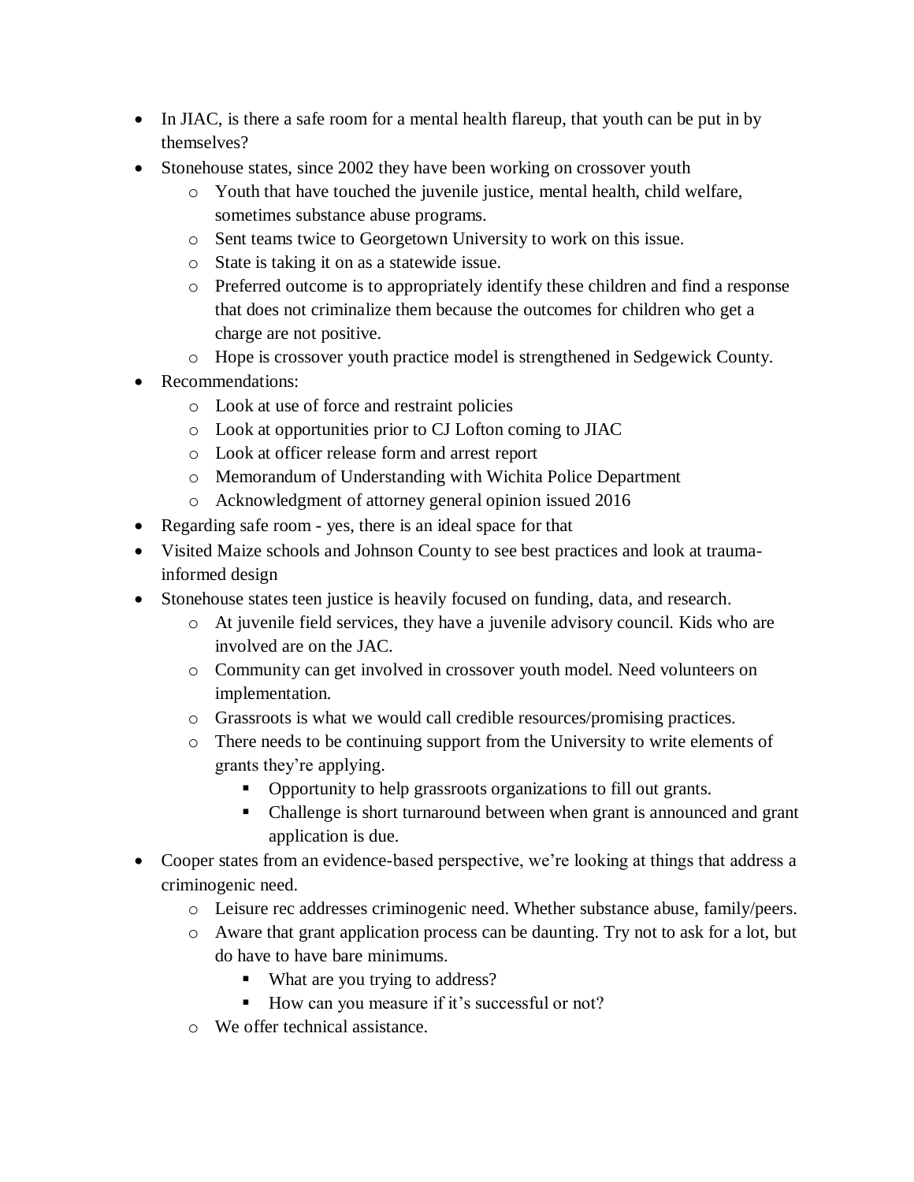- In JIAC, is there a safe room for a mental health flareup, that youth can be put in by themselves?
- Stonehouse states, since 2002 they have been working on crossover youth
  - Youth that have touched the juvenile justice, mental health, child welfare, sometimes substance abuse programs.
  - Sent teams twice to Georgetown University to work on this issue.
  - State is taking it on as a statewide issue.
  - Preferred outcome is to appropriately identify these children and find a response that does not criminalize them because the outcomes for children who get a charge are not positive.
  - Hope is crossover youth practice model is strengthened in Sedgewick County.
- Recommendations:
  - Look at use of force and restraint policies
  - Look at opportunities prior to CJ Lofton coming to JIAC
  - Look at officer release form and arrest report
  - Memorandum of Understanding with Wichita Police Department
  - Acknowledgment of attorney general opinion issued 2016
- Regarding safe room - yes, there is an ideal space for that
- Visited Maize schools and Johnson County to see best practices and look at trauma-informed design
- Stonehouse states teen justice is heavily focused on funding, data, and research.
  - At juvenile field services, they have a juvenile advisory council. Kids who are involved are on the JAC.
  - Community can get involved in crossover youth model. Need volunteers on implementation.
  - Grassroots is what we would call credible resources/promising practices.
  - There needs to be continuing support from the University to write elements of grants they're applying.
    - Opportunity to help grassroots organizations to fill out grants.
    - Challenge is short turnaround between when grant is announced and grant application is due.
- Cooper states from an evidence-based perspective, we're looking at things that address a criminogenic need.
  - Leisure rec addresses criminogenic need. Whether substance abuse, family/peers.
  - Aware that grant application process can be daunting. Try not to ask for a lot, but do have to have bare minimums.
    - What are you trying to address?
    - How can you measure if it's successful or not?
  - We offer technical assistance.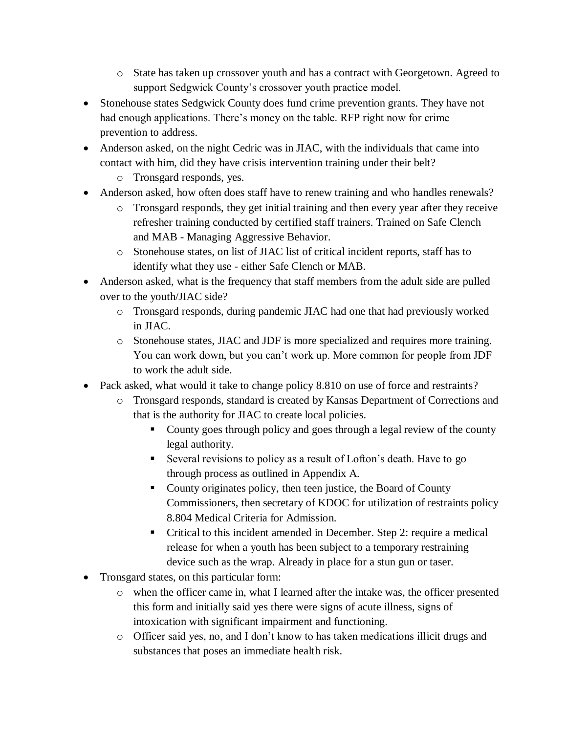- State has taken up crossover youth and has a contract with Georgetown. Agreed to support Sedgwick County's crossover youth practice model.
- Stonehouse states Sedgwick County does fund crime prevention grants. They have not had enough applications. There's money on the table. RFP right now for crime prevention to address.
- Anderson asked, on the night Cedric was in JIAC, with the individuals that came into contact with him, did they have crisis intervention training under their belt?
  - Tronsgard responds, yes.
- Anderson asked, how often does staff have to renew training and who handles renewals?
  - Tronsgard responds, they get initial training and then every year after they receive refresher training conducted by certified staff trainers. Trained on Safe Clench and MAB - Managing Aggressive Behavior.
  - Stonehouse states, on list of JIAC list of critical incident reports, staff has to identify what they use - either Safe Clench or MAB.
- Anderson asked, what is the frequency that staff members from the adult side are pulled over to the youth/JIAC side?
  - Tronsgard responds, during pandemic JIAC had one that had previously worked in JIAC.
  - Stonehouse states, JIAC and JDF is more specialized and requires more training. You can work down, but you can't work up. More common for people from JDF to work the adult side.
- Pack asked, what would it take to change policy 8.810 on use of force and restraints?
  - Tronsgard responds, standard is created by Kansas Department of Corrections and that is the authority for JIAC to create local policies.
    - County goes through policy and goes through a legal review of the county legal authority.
    - Several revisions to policy as a result of Lofton's death. Have to go through process as outlined in Appendix A.
    - County originates policy, then teen justice, the Board of County Commissioners, then secretary of KDOC for utilization of restraints policy 8.804 Medical Criteria for Admission.
    - Critical to this incident amended in December. Step 2: require a medical release for when a youth has been subject to a temporary restraining device such as the wrap. Already in place for a stun gun or taser.
- Tronsgard states, on this particular form:
  - when the officer came in, what I learned after the intake was, the officer presented this form and initially said yes there were signs of acute illness, signs of intoxication with significant impairment and functioning.
  - Officer said yes, no, and I don't know to has taken medications illicit drugs and substances that poses an immediate health risk.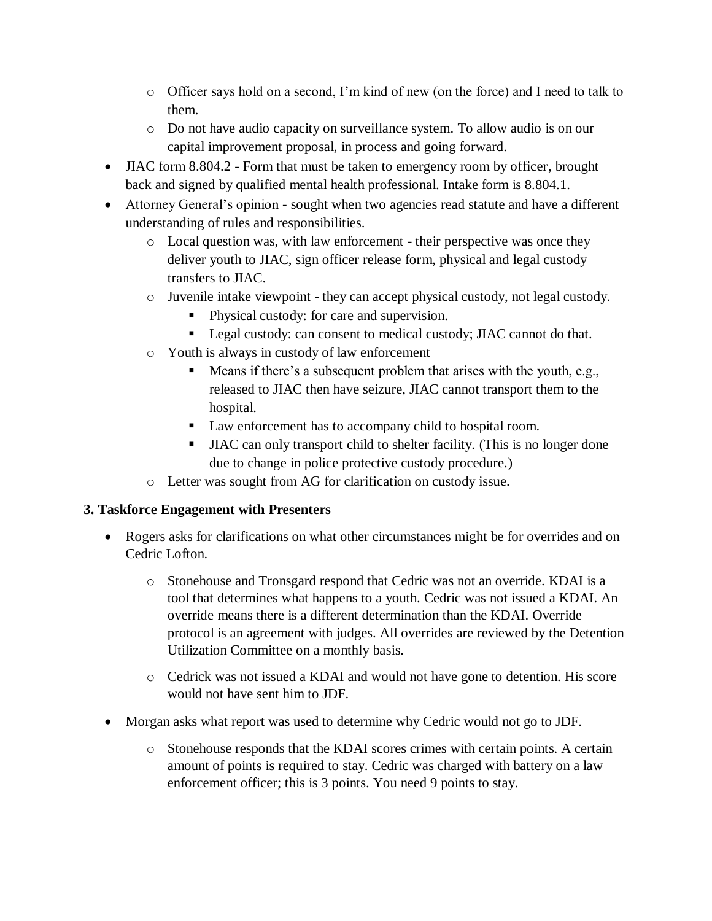- Officer says hold on a second, I'm kind of new (on the force) and I need to talk to them.
    - Do not have audio capacity on surveillance system. To allow audio is on our capital improvement proposal, in process and going forward.
- JIAC form 8.804.2 - Form that must be taken to emergency room by officer, brought back and signed by qualified mental health professional. Intake form is 8.804.1.
- Attorney General's opinion - sought when two agencies read statute and have a different understanding of rules and responsibilities.
    - Local question was, with law enforcement - their perspective was once they deliver youth to JIAC, sign officer release form, physical and legal custody transfers to JIAC.
    - Juvenile intake viewpoint - they can accept physical custody, not legal custody.
        - Physical custody: for care and supervision.
        - Legal custody: can consent to medical custody; JIAC cannot do that.
    - Youth is always in custody of law enforcement
        - Means if there's a subsequent problem that arises with the youth, e.g., released to JIAC then have seizure, JIAC cannot transport them to the hospital.
        - Law enforcement has to accompany child to hospital room.
        - JIAC can only transport child to shelter facility. (This is no longer done due to change in police protective custody procedure.)
    - Letter was sought from AG for clarification on custody issue.

**3. Taskforce Engagement with Presenters**

- Rogers asks for clarifications on what other circumstances might be for overrides and on Cedric Lofton.
    - Stonehouse and Tronsgard respond that Cedric was not an override. KDAI is a tool that determines what happens to a youth. Cedric was not issued a KDAI. An override means there is a different determination than the KDAI. Override protocol is an agreement with judges. All overrides are reviewed by the Detention Utilization Committee on a monthly basis.
    - Cedrick was not issued a KDAI and would not have gone to detention. His score would not have sent him to JDF.
- Morgan asks what report was used to determine why Cedric would not go to JDF.
    - Stonehouse responds that the KDAI scores crimes with certain points. A certain amount of points is required to stay. Cedric was charged with battery on a law enforcement officer; this is 3 points. You need 9 points to stay.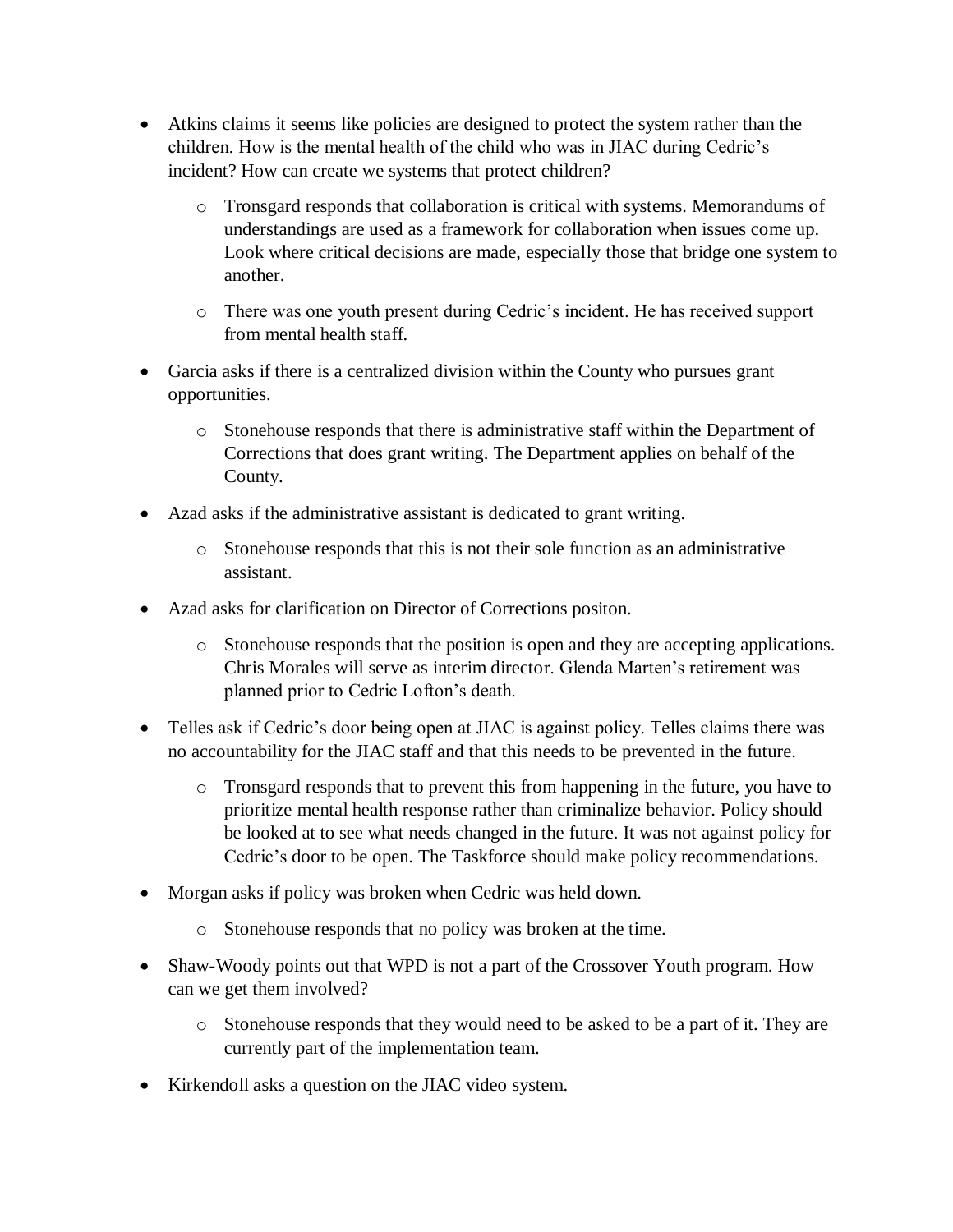- Atkins claims it seems like policies are designed to protect the system rather than the children. How is the mental health of the child who was in JIAC during Cedric's incident? How can create we systems that protect children?
  - Tronsgard responds that collaboration is critical with systems. Memorandums of understandings are used as a framework for collaboration when issues come up. Look where critical decisions are made, especially those that bridge one system to another.
  - There was one youth present during Cedric's incident. He has received support from mental health staff.
- Garcia asks if there is a centralized division within the County who pursues grant opportunities.
  - Stonehouse responds that there is administrative staff within the Department of Corrections that does grant writing. The Department applies on behalf of the County.
- Azad asks if the administrative assistant is dedicated to grant writing.
  - Stonehouse responds that this is not their sole function as an administrative assistant.
- Azad asks for clarification on Director of Corrections positon.
  - Stonehouse responds that the position is open and they are accepting applications. Chris Morales will serve as interim director. Glenda Marten's retirement was planned prior to Cedric Lofton's death.
- Telles ask if Cedric's door being open at JIAC is against policy. Telles claims there was no accountability for the JIAC staff and that this needs to be prevented in the future.
  - Tronsgard responds that to prevent this from happening in the future, you have to prioritize mental health response rather than criminalize behavior. Policy should be looked at to see what needs changed in the future. It was not against policy for Cedric's door to be open. The Taskforce should make policy recommendations.
- Morgan asks if policy was broken when Cedric was held down.
  - Stonehouse responds that no policy was broken at the time.
- Shaw-Woody points out that WPD is not a part of the Crossover Youth program. How can we get them involved?
  - Stonehouse responds that they would need to be asked to be a part of it. They are currently part of the implementation team.
- Kirkendoll asks a question on the JIAC video system.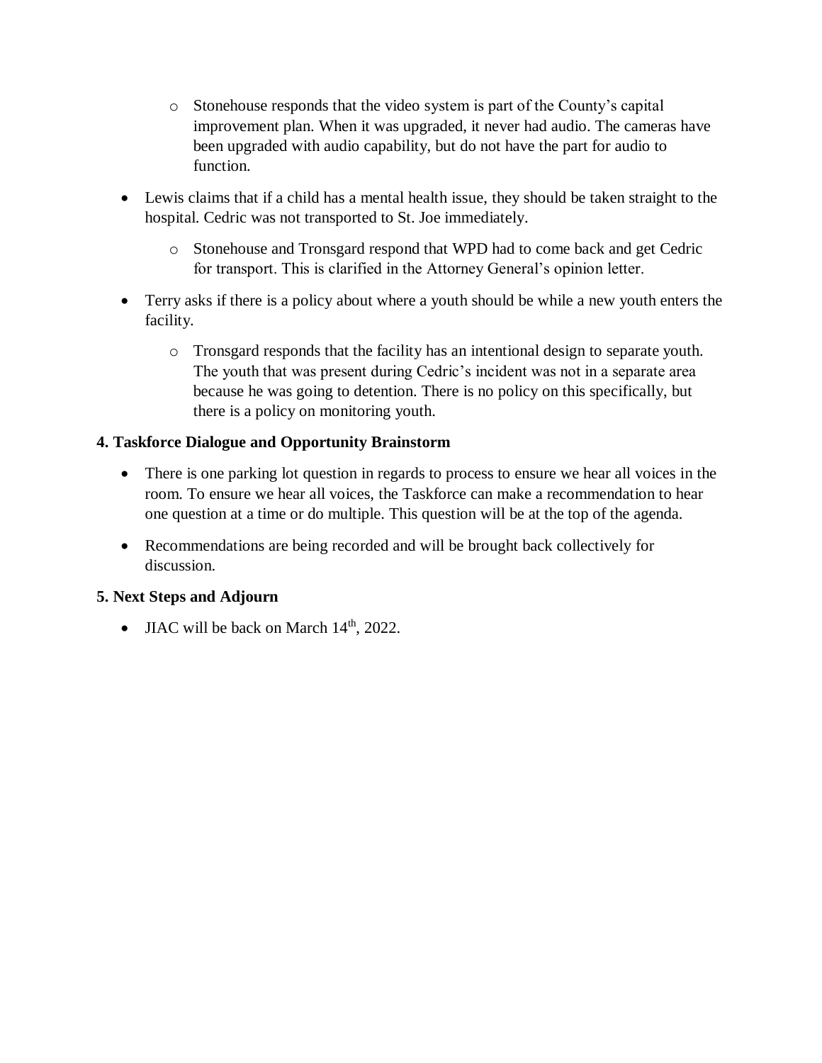- Stonehouse responds that the video system is part of the County's capital improvement plan. When it was upgraded, it never had audio. The cameras have been upgraded with audio capability, but do not have the part for audio to function.
- Lewis claims that if a child has a mental health issue, they should be taken straight to the hospital. Cedric was not transported to St. Joe immediately.
  - Stonehouse and Tronsgard respond that WPD had to come back and get Cedric for transport. This is clarified in the Attorney General's opinion letter.
- Terry asks if there is a policy about where a youth should be while a new youth enters the facility.
  - Tronsgard responds that the facility has an intentional design to separate youth. The youth that was present during Cedric's incident was not in a separate area because he was going to detention. There is no policy on this specifically, but there is a policy on monitoring youth.

**4. Taskforce Dialogue and Opportunity Brainstorm**

- There is one parking lot question in regards to process to ensure we hear all voices in the room. To ensure we hear all voices, the Taskforce can make a recommendation to hear one question at a time or do multiple. This question will be at the top of the agenda.
- Recommendations are being recorded and will be brought back collectively for discussion.

**5. Next Steps and Adjourn**

- JIAC will be back on March 14th, 2022.